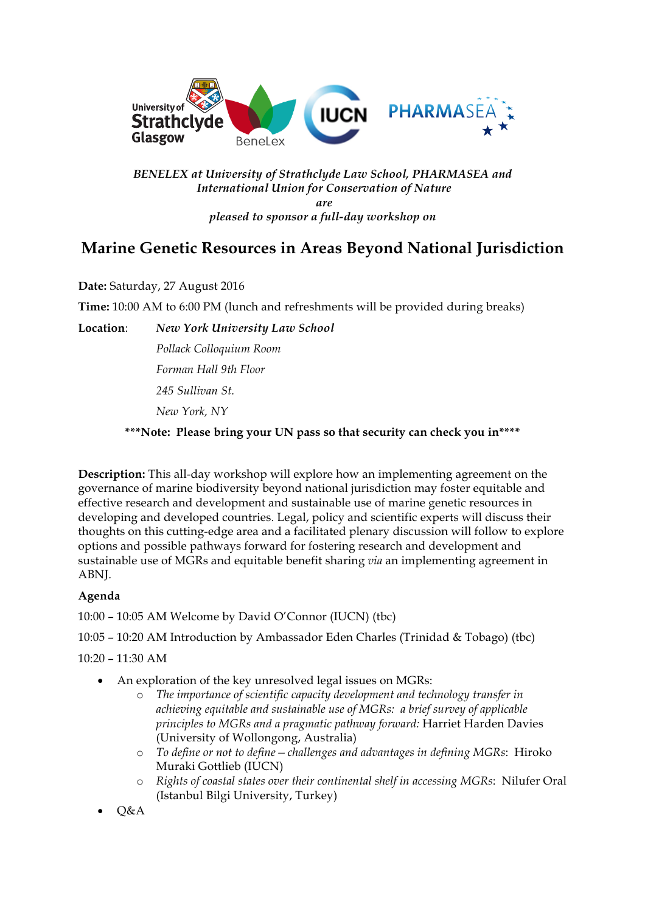*BENELEX at University of Strathclyde Law School, PHARMASEA and International Union for Conservation of Nature*
*are*
*pleased to sponsor a full-day workshop on*

# Marine Genetic Resources in Areas Beyond National Jurisdiction

**Date:** Saturday, 27 August 2016

**Time:** 10:00 AM to 6:00 PM (lunch and refreshments will be provided during breaks)

**Location**: ***New York University Law School***
*Pollack Colloquium Room*
*Forman Hall 9th Floor*
*245 Sullivan St.*
*New York, NY*

**\*\*\*Note: Please bring your UN pass so that security can check you in\*\*\*\***

**Description:** This all-day workshop will explore how an implementing agreement on the governance of marine biodiversity beyond national jurisdiction may foster equitable and effective research and development and sustainable use of marine genetic resources in developing and developed countries. Legal, policy and scientific experts will discuss their thoughts on this cutting-edge area and a facilitated plenary discussion will follow to explore options and possible pathways forward for fostering research and development and sustainable use of MGRs and equitable benefit sharing *via* an implementing agreement in ABNJ.

**Agenda**

10:00 – 10:05 AM Welcome by David O'Connor (IUCN) (tbc)

10:05 – 10:20 AM Introduction by Ambassador Eden Charles (Trinidad & Tobago) (tbc)

10:20 – 11:30 AM

- An exploration of the key unresolved legal issues on MGRs:
  - *The importance of scientific capacity development and technology transfer in achieving equitable and sustainable use of MGRs: a brief survey of applicable principles to MGRs and a pragmatic pathway forward:* Harriet Harden Davies (University of Wollongong, Australia)
  - *To define or not to define – challenges and advantages in defining MGRs*: Hiroko Muraki Gottlieb (IUCN)
  - *Rights of coastal states over their continental shelf in accessing MGRs*: Nilufer Oral (Istanbul Bilgi University, Turkey)
- Q&A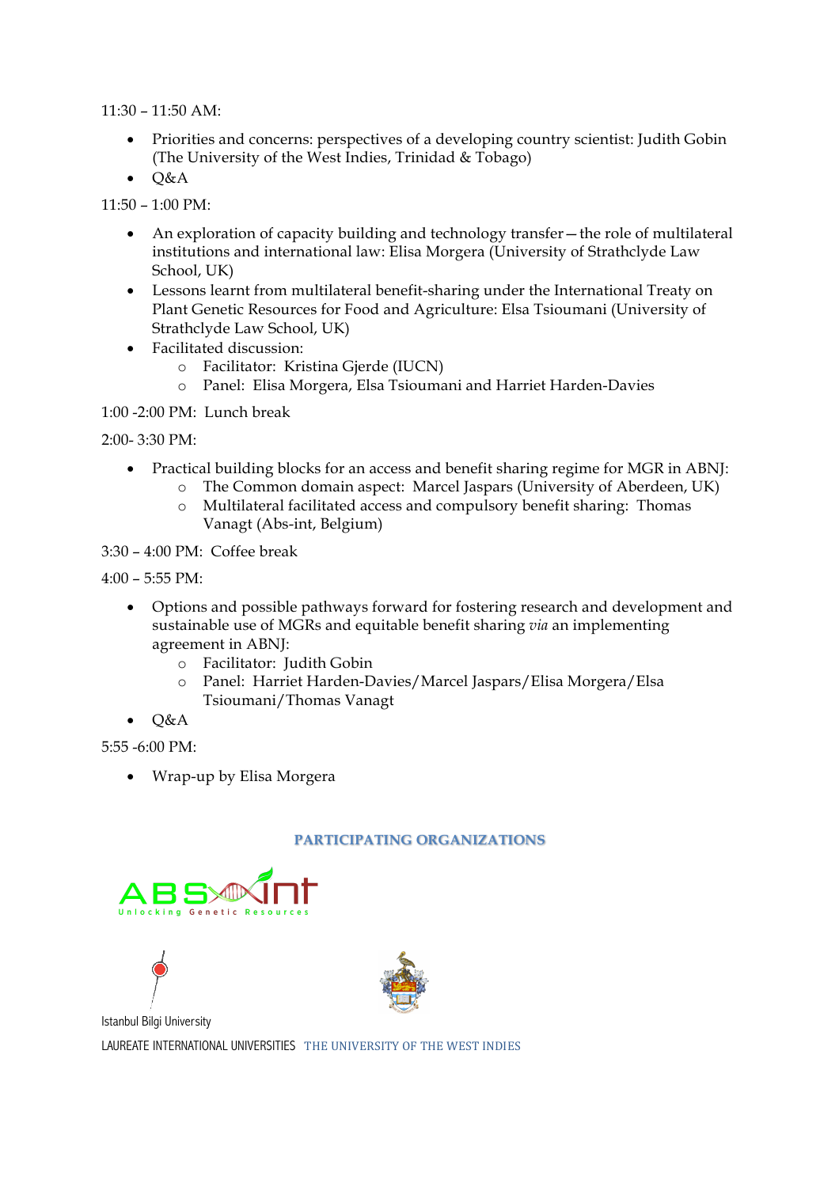11:30 – 11:50 AM:

- Priorities and concerns: perspectives of a developing country scientist: Judith Gobin (The University of the West Indies, Trinidad & Tobago)
- Q&A

11:50 – 1:00 PM:

- An exploration of capacity building and technology transfer—the role of multilateral institutions and international law: Elisa Morgera (University of Strathclyde Law School, UK)
- Lessons learnt from multilateral benefit-sharing under the International Treaty on Plant Genetic Resources for Food and Agriculture: Elsa Tsioumani (University of Strathclyde Law School, UK)
- Facilitated discussion:
  - Facilitator: Kristina Gjerde (IUCN)
  - Panel: Elisa Morgera, Elsa Tsioumani and Harriet Harden-Davies

1:00 -2:00 PM: Lunch break

2:00- 3:30 PM:

- Practical building blocks for an access and benefit sharing regime for MGR in ABNJ:
  - The Common domain aspect: Marcel Jaspars (University of Aberdeen, UK)
  - Multilateral facilitated access and compulsory benefit sharing: Thomas Vanagt (Abs-int, Belgium)

3:30 – 4:00 PM: Coffee break

4:00 – 5:55 PM:

- Options and possible pathways forward for fostering research and development and sustainable use of MGRs and equitable benefit sharing *via* an implementing agreement in ABNJ:
  - Facilitator: Judith Gobin
  - Panel: Harriet Harden-Davies/Marcel Jaspars/Elisa Morgera/Elsa Tsioumani/Thomas Vanagt
- Q&A

5:55 -6:00 PM:

- Wrap-up by Elisa Morgera

## PARTICIPATING ORGANIZATIONS

ABS int
Unlocking Genetic Resources

Istanbul Bilgi University

LAUREATE INTERNATIONAL UNIVERSITIES THE UNIVERSITY OF THE WEST INDIES